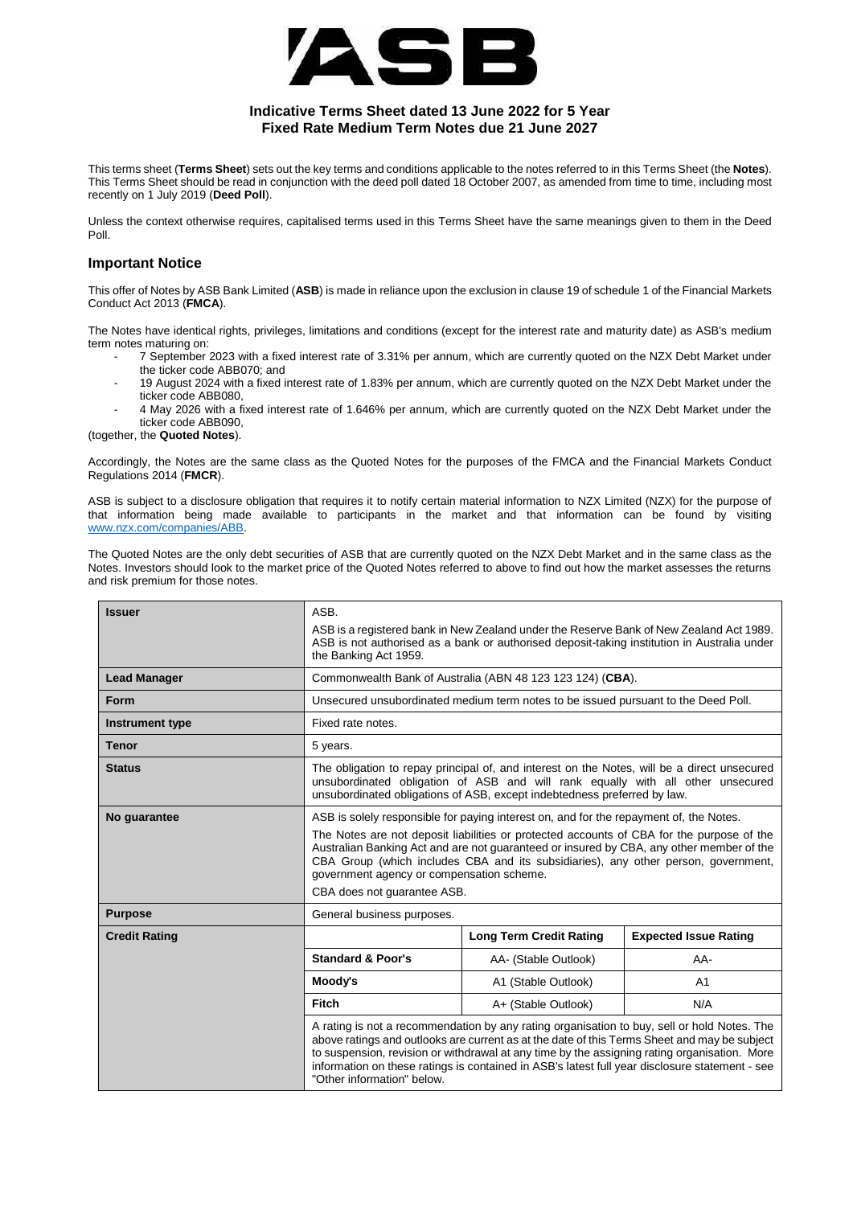# ASB

**Indicative Terms Sheet dated 13 June 2022 for 5 Year Fixed Rate Medium Term Notes due 21 June 2027**

This terms sheet (**Terms Sheet**) sets out the key terms and conditions applicable to the notes referred to in this Terms Sheet (the **Notes**). This Terms Sheet should be read in conjunction with the deed poll dated 18 October 2007, as amended from time to time, including most recently on 1 July 2019 (**Deed Poll**).

Unless the context otherwise requires, capitalised terms used in this Terms Sheet have the same meanings given to them in the Deed Poll.

## Important Notice

This offer of Notes by ASB Bank Limited (**ASB**) is made in reliance upon the exclusion in clause 19 of schedule 1 of the Financial Markets Conduct Act 2013 (**FMCA**).

The Notes have identical rights, privileges, limitations and conditions (except for the interest rate and maturity date) as ASB's medium term notes maturing on:

- 7 September 2023 with a fixed interest rate of 3.31% per annum, which are currently quoted on the NZX Debt Market under the ticker code ABB070; and
- 19 August 2024 with a fixed interest rate of 1.83% per annum, which are currently quoted on the NZX Debt Market under the ticker code ABB080,
- 4 May 2026 with a fixed interest rate of 1.646% per annum, which are currently quoted on the NZX Debt Market under the ticker code ABB090,

(together, the **Quoted Notes**).

Accordingly, the Notes are the same class as the Quoted Notes for the purposes of the FMCA and the Financial Markets Conduct Regulations 2014 (**FMCR**).

ASB is subject to a disclosure obligation that requires it to notify certain material information to NZX Limited (NZX) for the purpose of that information being made available to participants in the market and that information can be found by visiting www.nzx.com/companies/ABB.

The Quoted Notes are the only debt securities of ASB that are currently quoted on the NZX Debt Market and in the same class as the Notes. Investors should look to the market price of the Quoted Notes referred to above to find out how the market assesses the returns and risk premium for those notes.

| | | | |
|---|---|---|---|
| **Issuer** | ASB.<br>ASB is a registered bank in New Zealand under the Reserve Bank of New Zealand Act 1989. ASB is not authorised as a bank or authorised deposit-taking institution in Australia under the Banking Act 1959. | | |
| **Lead Manager** | Commonwealth Bank of Australia (ABN 48 123 123 124) (**CBA**). | | |
| **Form** | Unsecured unsubordinated medium term notes to be issued pursuant to the Deed Poll. | | |
| **Instrument type** | Fixed rate notes. | | |
| **Tenor** | 5 years. | | |
| **Status** | The obligation to repay principal of, and interest on the Notes, will be a direct unsecured unsubordinated obligation of ASB and will rank equally with all other unsecured unsubordinated obligations of ASB, except indebtedness preferred by law. | | |
| **No guarantee** | ASB is solely responsible for paying interest on, and for the repayment of, the Notes.<br>The Notes are not deposit liabilities or protected accounts of CBA for the purpose of the Australian Banking Act and are not guaranteed or insured by CBA, any other member of the CBA Group (which includes CBA and its subsidiaries), any other person, government, government agency or compensation scheme.<br>CBA does not guarantee ASB. | | |
| **Purpose** | General business purposes. | | |
| **Credit Rating** | | **Long Term Credit Rating** | **Expected Issue Rating** |
| | **Standard & Poor's** | AA- (Stable Outlook) | AA- |
| | **Moody's** | A1 (Stable Outlook) | A1 |
| | **Fitch** | A+ (Stable Outlook) | N/A |
| | A rating is not a recommendation by any rating organisation to buy, sell or hold Notes. The above ratings and outlooks are current as at the date of this Terms Sheet and may be subject to suspension, revision or withdrawal at any time by the assigning rating organisation. More information on these ratings is contained in ASB's latest full year disclosure statement - see "Other information" below. | | |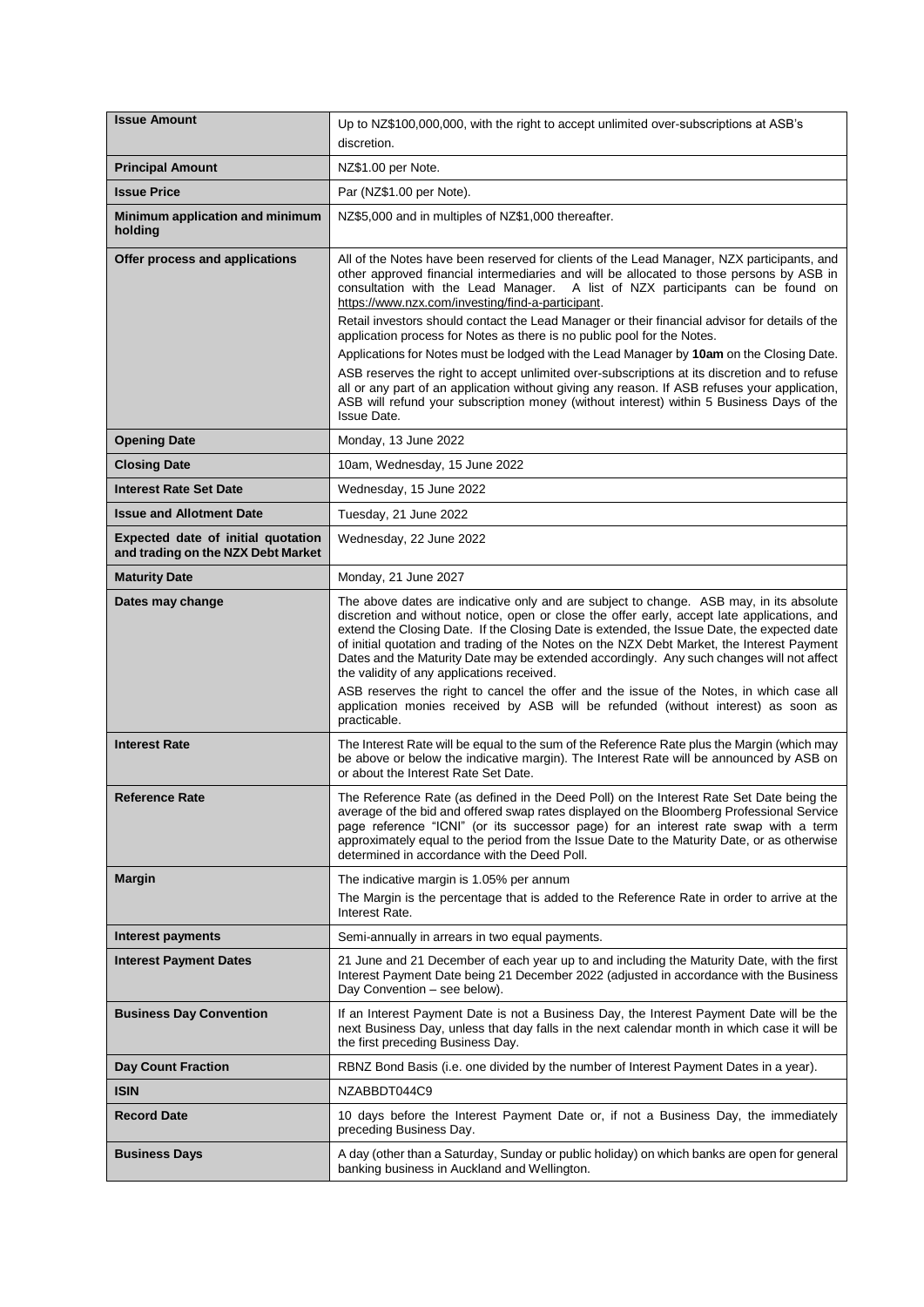| | |
|---|---|
| **Issue Amount** | Up to NZ$100,000,000, with the right to accept unlimited over-subscriptions at ASB's discretion. |
| **Principal Amount** | NZ$1.00 per Note. |
| **Issue Price** | Par (NZ$1.00 per Note). |
| **Minimum application and minimum holding** | NZ$5,000 and in multiples of NZ$1,000 thereafter. |
| **Offer process and applications** | All of the Notes have been reserved for clients of the Lead Manager, NZX participants, and other approved financial intermediaries and will be allocated to those persons by ASB in consultation with the Lead Manager. A list of NZX participants can be found on https://www.nzx.com/investing/find-a-participant.<br><br>Retail investors should contact the Lead Manager or their financial advisor for details of the application process for Notes as there is no public pool for the Notes.<br><br>Applications for Notes must be lodged with the Lead Manager by **10am** on the Closing Date.<br><br>ASB reserves the right to accept unlimited over-subscriptions at its discretion and to refuse all or any part of an application without giving any reason. If ASB refuses your application, ASB will refund your subscription money (without interest) within 5 Business Days of the Issue Date. |
| **Opening Date** | Monday, 13 June 2022 |
| **Closing Date** | 10am, Wednesday, 15 June 2022 |
| **Interest Rate Set Date** | Wednesday, 15 June 2022 |
| **Issue and Allotment Date** | Tuesday, 21 June 2022 |
| **Expected date of initial quotation and trading on the NZX Debt Market** | Wednesday, 22 June 2022 |
| **Maturity Date** | Monday, 21 June 2027 |
| **Dates may change** | The above dates are indicative only and are subject to change. ASB may, in its absolute discretion and without notice, open or close the offer early, accept late applications, and extend the Closing Date. If the Closing Date is extended, the Issue Date, the expected date of initial quotation and trading of the Notes on the NZX Debt Market, the Interest Payment Dates and the Maturity Date may be extended accordingly. Any such changes will not affect the validity of any applications received.<br><br>ASB reserves the right to cancel the offer and the issue of the Notes, in which case all application monies received by ASB will be refunded (without interest) as soon as practicable. |
| **Interest Rate** | The Interest Rate will be equal to the sum of the Reference Rate plus the Margin (which may be above or below the indicative margin). The Interest Rate will be announced by ASB on or about the Interest Rate Set Date. |
| **Reference Rate** | The Reference Rate (as defined in the Deed Poll) on the Interest Rate Set Date being the average of the bid and offered swap rates displayed on the Bloomberg Professional Service page reference "ICNI" (or its successor page) for an interest rate swap with a term approximately equal to the period from the Issue Date to the Maturity Date, or as otherwise determined in accordance with the Deed Poll. |
| **Margin** | The indicative margin is 1.05% per annum<br><br>The Margin is the percentage that is added to the Reference Rate in order to arrive at the Interest Rate. |
| **Interest payments** | Semi-annually in arrears in two equal payments. |
| **Interest Payment Dates** | 21 June and 21 December of each year up to and including the Maturity Date, with the first Interest Payment Date being 21 December 2022 (adjusted in accordance with the Business Day Convention – see below). |
| **Business Day Convention** | If an Interest Payment Date is not a Business Day, the Interest Payment Date will be the next Business Day, unless that day falls in the next calendar month in which case it will be the first preceding Business Day. |
| **Day Count Fraction** | RBNZ Bond Basis (i.e. one divided by the number of Interest Payment Dates in a year). |
| **ISIN** | NZABBDT044C9 |
| **Record Date** | 10 days before the Interest Payment Date or, if not a Business Day, the immediately preceding Business Day. |
| **Business Days** | A day (other than a Saturday, Sunday or public holiday) on which banks are open for general banking business in Auckland and Wellington. |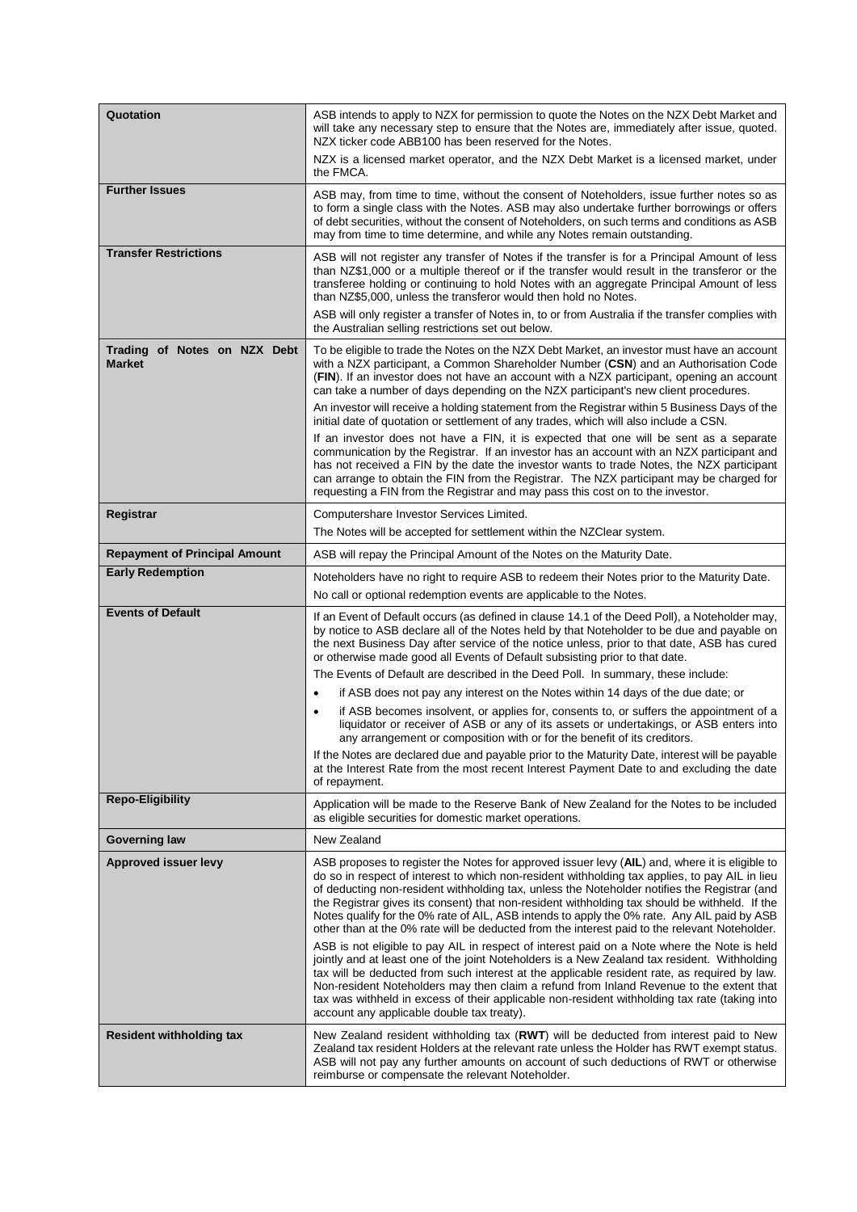| | |
|---|---|
| **Quotation** | ASB intends to apply to NZX for permission to quote the Notes on the NZX Debt Market and will take any necessary step to ensure that the Notes are, immediately after issue, quoted. NZX ticker code ABB100 has been reserved for the Notes.<br><br>NZX is a licensed market operator, and the NZX Debt Market is a licensed market, under the FMCA. |
| **Further Issues** | ASB may, from time to time, without the consent of Noteholders, issue further notes so as to form a single class with the Notes. ASB may also undertake further borrowings or offers of debt securities, without the consent of Noteholders, on such terms and conditions as ASB may from time to time determine, and while any Notes remain outstanding. |
| **Transfer Restrictions** | ASB will not register any transfer of Notes if the transfer is for a Principal Amount of less than NZ$1,000 or a multiple thereof or if the transfer would result in the transferor or the transferee holding or continuing to hold Notes with an aggregate Principal Amount of less than NZ$5,000, unless the transferor would then hold no Notes.<br><br>ASB will only register a transfer of Notes in, to or from Australia if the transfer complies with the Australian selling restrictions set out below. |
| **Trading of Notes on NZX Debt Market** | To be eligible to trade the Notes on the NZX Debt Market, an investor must have an account with a NZX participant, a Common Shareholder Number (**CSN**) and an Authorisation Code (**FIN**). If an investor does not have an account with a NZX participant, opening an account can take a number of days depending on the NZX participant's new client procedures.<br><br>An investor will receive a holding statement from the Registrar within 5 Business Days of the initial date of quotation or settlement of any trades, which will also include a CSN.<br><br>If an investor does not have a FIN, it is expected that one will be sent as a separate communication by the Registrar. If an investor has an account with an NZX participant and has not received a FIN by the date the investor wants to trade Notes, the NZX participant can arrange to obtain the FIN from the Registrar. The NZX participant may be charged for requesting a FIN from the Registrar and may pass this cost on to the investor. |
| **Registrar** | Computershare Investor Services Limited.<br><br>The Notes will be accepted for settlement within the NZClear system. |
| **Repayment of Principal Amount** | ASB will repay the Principal Amount of the Notes on the Maturity Date. |
| **Early Redemption** | Noteholders have no right to require ASB to redeem their Notes prior to the Maturity Date.<br><br>No call or optional redemption events are applicable to the Notes. |
| **Events of Default** | If an Event of Default occurs (as defined in clause 14.1 of the Deed Poll), a Noteholder may, by notice to ASB declare all of the Notes held by that Noteholder to be due and payable on the next Business Day after service of the notice unless, prior to that date, ASB has cured or otherwise made good all Events of Default subsisting prior to that date.<br><br>The Events of Default are described in the Deed Poll. In summary, these include:<br><br>• if ASB does not pay any interest on the Notes within 14 days of the due date; or<br><br>• if ASB becomes insolvent, or applies for, consents to, or suffers the appointment of a liquidator or receiver of ASB or any of its assets or undertakings, or ASB enters into any arrangement or composition with or for the benefit of its creditors.<br><br>If the Notes are declared due and payable prior to the Maturity Date, interest will be payable at the Interest Rate from the most recent Interest Payment Date to and excluding the date of repayment. |
| **Repo-Eligibility** | Application will be made to the Reserve Bank of New Zealand for the Notes to be included as eligible securities for domestic market operations. |
| **Governing law** | New Zealand |
| **Approved issuer levy** | ASB proposes to register the Notes for approved issuer levy (**AIL**) and, where it is eligible to do so in respect of interest to which non-resident withholding tax applies, to pay AIL in lieu of deducting non-resident withholding tax, unless the Noteholder notifies the Registrar (and the Registrar gives its consent) that non-resident withholding tax should be withheld. If the Notes qualify for the 0% rate of AIL, ASB intends to apply the 0% rate. Any AIL paid by ASB other than at the 0% rate will be deducted from the interest paid to the relevant Noteholder.<br><br>ASB is not eligible to pay AIL in respect of interest paid on a Note where the Note is held jointly and at least one of the joint Noteholders is a New Zealand tax resident. Withholding tax will be deducted from such interest at the applicable resident rate, as required by law. Non-resident Noteholders may then claim a refund from Inland Revenue to the extent that tax was withheld in excess of their applicable non-resident withholding tax rate (taking into account any applicable double tax treaty). |
| **Resident withholding tax** | New Zealand resident withholding tax (**RWT**) will be deducted from interest paid to New Zealand tax resident Holders at the relevant rate unless the Holder has RWT exempt status. ASB will not pay any further amounts on account of such deductions of RWT or otherwise reimburse or compensate the relevant Noteholder. |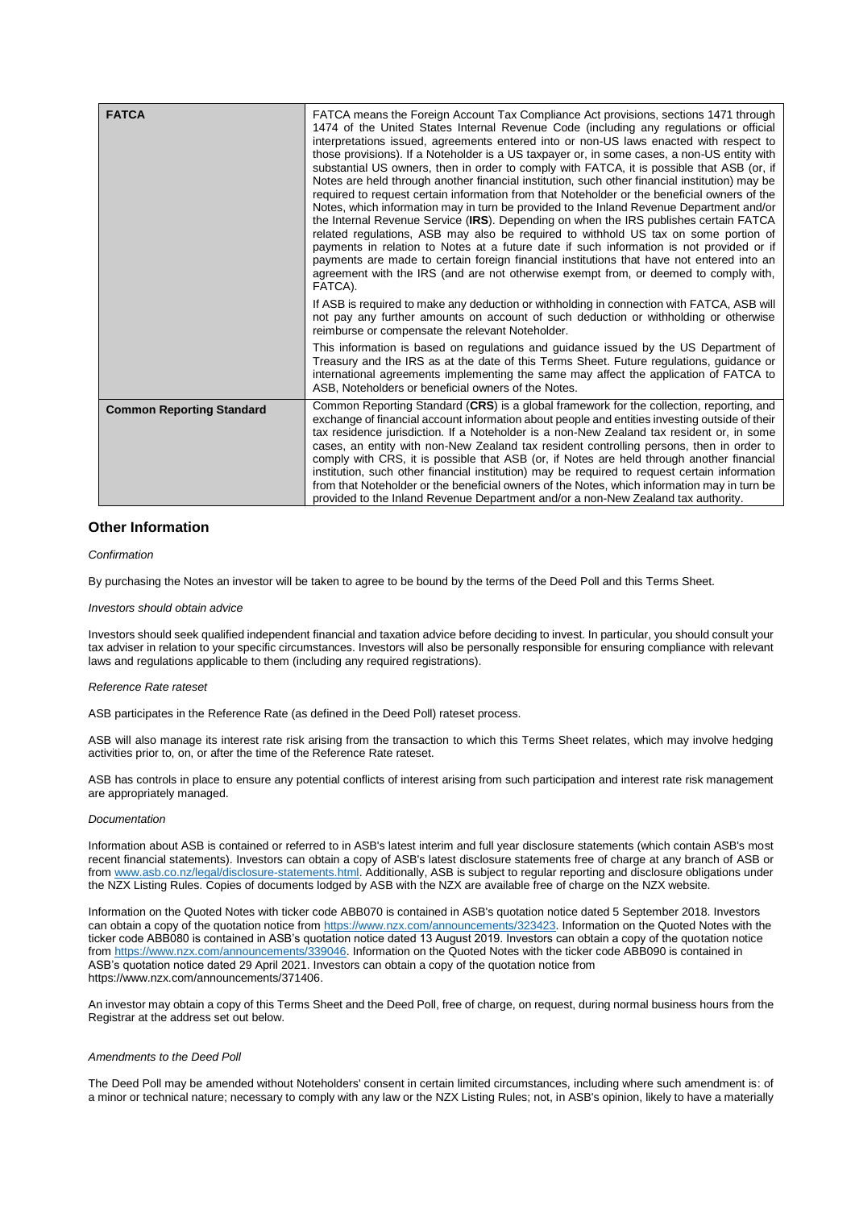| | |
|---|---|
| **FATCA** | FATCA means the Foreign Account Tax Compliance Act provisions, sections 1471 through 1474 of the United States Internal Revenue Code (including any regulations or official interpretations issued, agreements entered into or non-US laws enacted with respect to those provisions). If a Noteholder is a US taxpayer or, in some cases, a non-US entity with substantial US owners, then in order to comply with FATCA, it is possible that ASB (or, if Notes are held through another financial institution, such other financial institution) may be required to request certain information from that Noteholder or the beneficial owners of the Notes, which information may in turn be provided to the Inland Revenue Department and/or the Internal Revenue Service (**IRS**). Depending on when the IRS publishes certain FATCA related regulations, ASB may also be required to withhold US tax on some portion of payments in relation to Notes at a future date if such information is not provided or if payments are made to certain foreign financial institutions that have not entered into an agreement with the IRS (and are not otherwise exempt from, or deemed to comply with, FATCA).<br><br>If ASB is required to make any deduction or withholding in connection with FATCA, ASB will not pay any further amounts on account of such deduction or withholding or otherwise reimburse or compensate the relevant Noteholder.<br><br>This information is based on regulations and guidance issued by the US Department of Treasury and the IRS as at the date of this Terms Sheet. Future regulations, guidance or international agreements implementing the same may affect the application of FATCA to ASB, Noteholders or beneficial owners of the Notes. |
| **Common Reporting Standard** | Common Reporting Standard (**CRS**) is a global framework for the collection, reporting, and exchange of financial account information about people and entities investing outside of their tax residence jurisdiction. If a Noteholder is a non-New Zealand tax resident or, in some cases, an entity with non-New Zealand tax resident controlling persons, then in order to comply with CRS, it is possible that ASB (or, if Notes are held through another financial institution, such other financial institution) may be required to request certain information from that Noteholder or the beneficial owners of the Notes, which information may in turn be provided to the Inland Revenue Department and/or a non-New Zealand tax authority. |

## Other Information

*Confirmation*

By purchasing the Notes an investor will be taken to agree to be bound by the terms of the Deed Poll and this Terms Sheet.

*Investors should obtain advice*

Investors should seek qualified independent financial and taxation advice before deciding to invest. In particular, you should consult your tax adviser in relation to your specific circumstances. Investors will also be personally responsible for ensuring compliance with relevant laws and regulations applicable to them (including any required registrations).

*Reference Rate rateset*

ASB participates in the Reference Rate (as defined in the Deed Poll) rateset process.

ASB will also manage its interest rate risk arising from the transaction to which this Terms Sheet relates, which may involve hedging activities prior to, on, or after the time of the Reference Rate rateset.

ASB has controls in place to ensure any potential conflicts of interest arising from such participation and interest rate risk management are appropriately managed.

*Documentation*

Information about ASB is contained or referred to in ASB's latest interim and full year disclosure statements (which contain ASB's most recent financial statements). Investors can obtain a copy of ASB's latest disclosure statements free of charge at any branch of ASB or from www.asb.co.nz/legal/disclosure-statements.html. Additionally, ASB is subject to regular reporting and disclosure obligations under the NZX Listing Rules. Copies of documents lodged by ASB with the NZX are available free of charge on the NZX website.

Information on the Quoted Notes with ticker code ABB070 is contained in ASB's quotation notice dated 5 September 2018. Investors can obtain a copy of the quotation notice from https://www.nzx.com/announcements/323423. Information on the Quoted Notes with the ticker code ABB080 is contained in ASB's quotation notice dated 13 August 2019. Investors can obtain a copy of the quotation notice from https://www.nzx.com/announcements/339046. Information on the Quoted Notes with the ticker code ABB090 is contained in ASB's quotation notice dated 29 April 2021. Investors can obtain a copy of the quotation notice from https://www.nzx.com/announcements/371406.

An investor may obtain a copy of this Terms Sheet and the Deed Poll, free of charge, on request, during normal business hours from the Registrar at the address set out below.

*Amendments to the Deed Poll*

The Deed Poll may be amended without Noteholders' consent in certain limited circumstances, including where such amendment is: of a minor or technical nature; necessary to comply with any law or the NZX Listing Rules; not, in ASB's opinion, likely to have a materially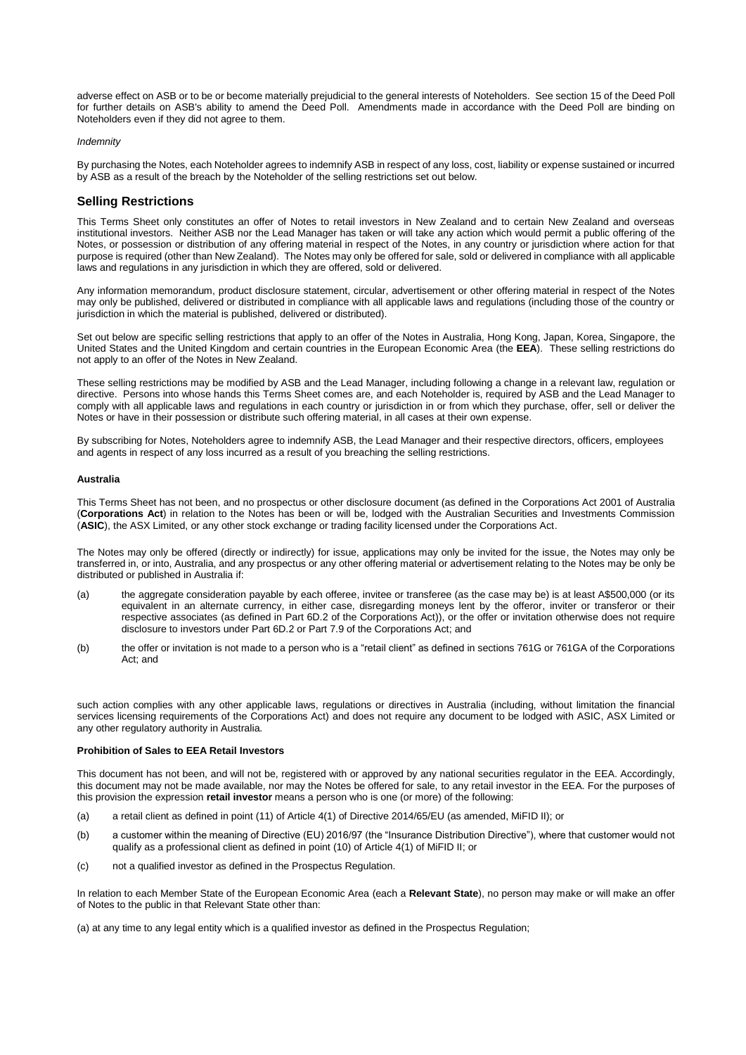adverse effect on ASB or to be or become materially prejudicial to the general interests of Noteholders. See section 15 of the Deed Poll for further details on ASB's ability to amend the Deed Poll. Amendments made in accordance with the Deed Poll are binding on Noteholders even if they did not agree to them.

*Indemnity*

By purchasing the Notes, each Noteholder agrees to indemnify ASB in respect of any loss, cost, liability or expense sustained or incurred by ASB as a result of the breach by the Noteholder of the selling restrictions set out below.

## Selling Restrictions

This Terms Sheet only constitutes an offer of Notes to retail investors in New Zealand and to certain New Zealand and overseas institutional investors. Neither ASB nor the Lead Manager has taken or will take any action which would permit a public offering of the Notes, or possession or distribution of any offering material in respect of the Notes, in any country or jurisdiction where action for that purpose is required (other than New Zealand). The Notes may only be offered for sale, sold or delivered in compliance with all applicable laws and regulations in any jurisdiction in which they are offered, sold or delivered.

Any information memorandum, product disclosure statement, circular, advertisement or other offering material in respect of the Notes may only be published, delivered or distributed in compliance with all applicable laws and regulations (including those of the country or jurisdiction in which the material is published, delivered or distributed).

Set out below are specific selling restrictions that apply to an offer of the Notes in Australia, Hong Kong, Japan, Korea, Singapore, the United States and the United Kingdom and certain countries in the European Economic Area (the **EEA**). These selling restrictions do not apply to an offer of the Notes in New Zealand.

These selling restrictions may be modified by ASB and the Lead Manager, including following a change in a relevant law, regulation or directive. Persons into whose hands this Terms Sheet comes are, and each Noteholder is, required by ASB and the Lead Manager to comply with all applicable laws and regulations in each country or jurisdiction in or from which they purchase, offer, sell or deliver the Notes or have in their possession or distribute such offering material, in all cases at their own expense.

By subscribing for Notes, Noteholders agree to indemnify ASB, the Lead Manager and their respective directors, officers, employees and agents in respect of any loss incurred as a result of you breaching the selling restrictions.

**Australia**

This Terms Sheet has not been, and no prospectus or other disclosure document (as defined in the Corporations Act 2001 of Australia (**Corporations Act**) in relation to the Notes has been or will be, lodged with the Australian Securities and Investments Commission (**ASIC**), the ASX Limited, or any other stock exchange or trading facility licensed under the Corporations Act.

The Notes may only be offered (directly or indirectly) for issue, applications may only be invited for the issue, the Notes may only be transferred in, or into, Australia, and any prospectus or any other offering material or advertisement relating to the Notes may be only be distributed or published in Australia if:

(a) the aggregate consideration payable by each offeree, invitee or transferee (as the case may be) is at least A$500,000 (or its equivalent in an alternate currency, in either case, disregarding moneys lent by the offeror, inviter or transferor or their respective associates (as defined in Part 6D.2 of the Corporations Act)), or the offer or invitation otherwise does not require disclosure to investors under Part 6D.2 or Part 7.9 of the Corporations Act; and

(b) the offer or invitation is not made to a person who is a "retail client" as defined in sections 761G or 761GA of the Corporations Act; and

such action complies with any other applicable laws, regulations or directives in Australia (including, without limitation the financial services licensing requirements of the Corporations Act) and does not require any document to be lodged with ASIC, ASX Limited or any other regulatory authority in Australia.

**Prohibition of Sales to EEA Retail Investors**

This document has not been, and will not be, registered with or approved by any national securities regulator in the EEA. Accordingly, this document may not be made available, nor may the Notes be offered for sale, to any retail investor in the EEA. For the purposes of this provision the expression **retail investor** means a person who is one (or more) of the following:

(a) a retail client as defined in point (11) of Article 4(1) of Directive 2014/65/EU (as amended, MiFID II); or

(b) a customer within the meaning of Directive (EU) 2016/97 (the "Insurance Distribution Directive"), where that customer would not qualify as a professional client as defined in point (10) of Article 4(1) of MiFID II; or

(c) not a qualified investor as defined in the Prospectus Regulation.

In relation to each Member State of the European Economic Area (each a **Relevant State**), no person may make or will make an offer of Notes to the public in that Relevant State other than:

(a) at any time to any legal entity which is a qualified investor as defined in the Prospectus Regulation;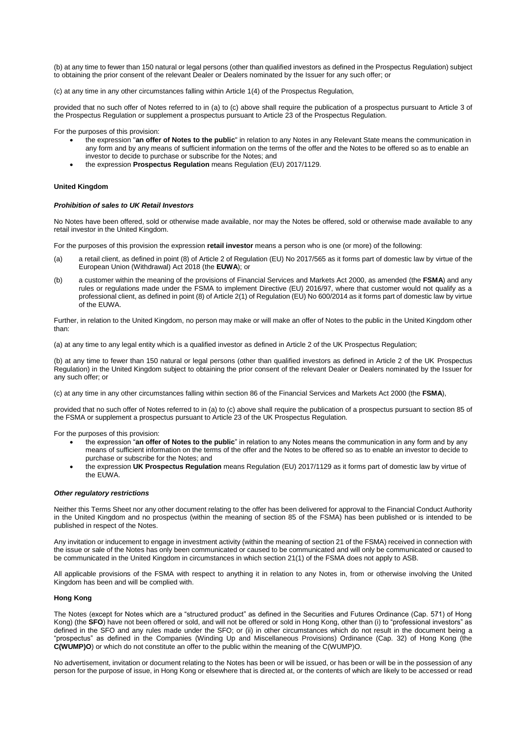(b) at any time to fewer than 150 natural or legal persons (other than qualified investors as defined in the Prospectus Regulation) subject to obtaining the prior consent of the relevant Dealer or Dealers nominated by the Issuer for any such offer; or

(c) at any time in any other circumstances falling within Article 1(4) of the Prospectus Regulation,

provided that no such offer of Notes referred to in (a) to (c) above shall require the publication of a prospectus pursuant to Article 3 of the Prospectus Regulation or supplement a prospectus pursuant to Article 23 of the Prospectus Regulation.

For the purposes of this provision:

- the expression "**an offer of Notes to the public**" in relation to any Notes in any Relevant State means the communication in any form and by any means of sufficient information on the terms of the offer and the Notes to be offered so as to enable an investor to decide to purchase or subscribe for the Notes; and
- the expression **Prospectus Regulation** means Regulation (EU) 2017/1129.

#### United Kingdom

***Prohibition of sales to UK Retail Investors***

No Notes have been offered, sold or otherwise made available, nor may the Notes be offered, sold or otherwise made available to any retail investor in the United Kingdom.

For the purposes of this provision the expression **retail investor** means a person who is one (or more) of the following:

(a) a retail client, as defined in point (8) of Article 2 of Regulation (EU) No 2017/565 as it forms part of domestic law by virtue of the European Union (Withdrawal) Act 2018 (the **EUWA**); or

(b) a customer within the meaning of the provisions of Financial Services and Markets Act 2000, as amended (the **FSMA**) and any rules or regulations made under the FSMA to implement Directive (EU) 2016/97, where that customer would not qualify as a professional client, as defined in point (8) of Article 2(1) of Regulation (EU) No 600/2014 as it forms part of domestic law by virtue of the EUWA.

Further, in relation to the United Kingdom, no person may make or will make an offer of Notes to the public in the United Kingdom other than:

(a) at any time to any legal entity which is a qualified investor as defined in Article 2 of the UK Prospectus Regulation;

(b) at any time to fewer than 150 natural or legal persons (other than qualified investors as defined in Article 2 of the UK Prospectus Regulation) in the United Kingdom subject to obtaining the prior consent of the relevant Dealer or Dealers nominated by the Issuer for any such offer; or

(c) at any time in any other circumstances falling within section 86 of the Financial Services and Markets Act 2000 (the **FSMA**),

provided that no such offer of Notes referred to in (a) to (c) above shall require the publication of a prospectus pursuant to section 85 of the FSMA or supplement a prospectus pursuant to Article 23 of the UK Prospectus Regulation.

For the purposes of this provision:

- the expression "**an offer of Notes to the public**" in relation to any Notes means the communication in any form and by any means of sufficient information on the terms of the offer and the Notes to be offered so as to enable an investor to decide to purchase or subscribe for the Notes; and
- the expression **UK Prospectus Regulation** means Regulation (EU) 2017/1129 as it forms part of domestic law by virtue of the EUWA.

***Other regulatory restrictions***

Neither this Terms Sheet nor any other document relating to the offer has been delivered for approval to the Financial Conduct Authority in the United Kingdom and no prospectus (within the meaning of section 85 of the FSMA) has been published or is intended to be published in respect of the Notes.

Any invitation or inducement to engage in investment activity (within the meaning of section 21 of the FSMA) received in connection with the issue or sale of the Notes has only been communicated or caused to be communicated and will only be communicated or caused to be communicated in the United Kingdom in circumstances in which section 21(1) of the FSMA does not apply to ASB.

All applicable provisions of the FSMA with respect to anything it in relation to any Notes in, from or otherwise involving the United Kingdom has been and will be complied with.

#### Hong Kong

The Notes (except for Notes which are a "structured product" as defined in the Securities and Futures Ordinance (Cap. 571) of Hong Kong) (the **SFO**) have not been offered or sold, and will not be offered or sold in Hong Kong, other than (i) to "professional investors" as defined in the SFO and any rules made under the SFO; or (ii) in other circumstances which do not result in the document being a "prospectus" as defined in the Companies (Winding Up and Miscellaneous Provisions) Ordinance (Cap. 32) of Hong Kong (the **C(WUMP)O**) or which do not constitute an offer to the public within the meaning of the C(WUMP)O.

No advertisement, invitation or document relating to the Notes has been or will be issued, or has been or will be in the possession of any person for the purpose of issue, in Hong Kong or elsewhere that is directed at, or the contents of which are likely to be accessed or read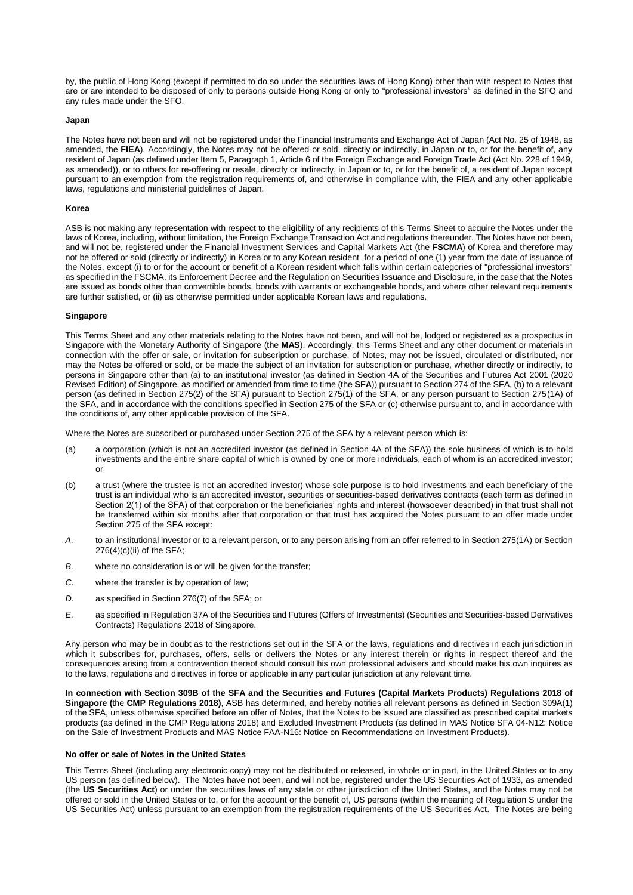by, the public of Hong Kong (except if permitted to do so under the securities laws of Hong Kong) other than with respect to Notes that are or are intended to be disposed of only to persons outside Hong Kong or only to "professional investors" as defined in the SFO and any rules made under the SFO.

**Japan**

The Notes have not been and will not be registered under the Financial Instruments and Exchange Act of Japan (Act No. 25 of 1948, as amended, the **FIEA**). Accordingly, the Notes may not be offered or sold, directly or indirectly, in Japan or to, or for the benefit of, any resident of Japan (as defined under Item 5, Paragraph 1, Article 6 of the Foreign Exchange and Foreign Trade Act (Act No. 228 of 1949, as amended)), or to others for re-offering or resale, directly or indirectly, in Japan or to, or for the benefit of, a resident of Japan except pursuant to an exemption from the registration requirements of, and otherwise in compliance with, the FIEA and any other applicable laws, regulations and ministerial guidelines of Japan.

**Korea**

ASB is not making any representation with respect to the eligibility of any recipients of this Terms Sheet to acquire the Notes under the laws of Korea, including, without limitation, the Foreign Exchange Transaction Act and regulations thereunder. The Notes have not been, and will not be, registered under the Financial Investment Services and Capital Markets Act (the **FSCMA**) of Korea and therefore may not be offered or sold (directly or indirectly) in Korea or to any Korean resident for a period of one (1) year from the date of issuance of the Notes, except (i) to or for the account or benefit of a Korean resident which falls within certain categories of "professional investors" as specified in the FSCMA, its Enforcement Decree and the Regulation on Securities Issuance and Disclosure, in the case that the Notes are issued as bonds other than convertible bonds, bonds with warrants or exchangeable bonds, and where other relevant requirements are further satisfied, or (ii) as otherwise permitted under applicable Korean laws and regulations.

**Singapore**

This Terms Sheet and any other materials relating to the Notes have not been, and will not be, lodged or registered as a prospectus in Singapore with the Monetary Authority of Singapore (the **MAS**). Accordingly, this Terms Sheet and any other document or materials in connection with the offer or sale, or invitation for subscription or purchase, of Notes, may not be issued, circulated or distributed, nor may the Notes be offered or sold, or be made the subject of an invitation for subscription or purchase, whether directly or indirectly, to persons in Singapore other than (a) to an institutional investor (as defined in Section 4A of the Securities and Futures Act 2001 (2020 Revised Edition) of Singapore, as modified or amended from time to time (the **SFA**)) pursuant to Section 274 of the SFA, (b) to a relevant person (as defined in Section 275(2) of the SFA) pursuant to Section 275(1) of the SFA, or any person pursuant to Section 275(1A) of the SFA, and in accordance with the conditions specified in Section 275 of the SFA or (c) otherwise pursuant to, and in accordance with the conditions of, any other applicable provision of the SFA.

Where the Notes are subscribed or purchased under Section 275 of the SFA by a relevant person which is:

(a) a corporation (which is not an accredited investor (as defined in Section 4A of the SFA)) the sole business of which is to hold investments and the entire share capital of which is owned by one or more individuals, each of whom is an accredited investor; or

(b) a trust (where the trustee is not an accredited investor) whose sole purpose is to hold investments and each beneficiary of the trust is an individual who is an accredited investor, securities or securities-based derivatives contracts (each term as defined in Section 2(1) of the SFA) of that corporation or the beneficiaries' rights and interest (howsoever described) in that trust shall not be transferred within six months after that corporation or that trust has acquired the Notes pursuant to an offer made under Section 275 of the SFA except:

*A.* to an institutional investor or to a relevant person, or to any person arising from an offer referred to in Section 275(1A) or Section 276(4)(c)(ii) of the SFA;

*B.* where no consideration is or will be given for the transfer;

*C.* where the transfer is by operation of law;

*D.* as specified in Section 276(7) of the SFA; or

*E.* as specified in Regulation 37A of the Securities and Futures (Offers of Investments) (Securities and Securities-based Derivatives Contracts) Regulations 2018 of Singapore.

Any person who may be in doubt as to the restrictions set out in the SFA or the laws, regulations and directives in each jurisdiction in which it subscribes for, purchases, offers, sells or delivers the Notes or any interest therein or rights in respect thereof and the consequences arising from a contravention thereof should consult his own professional advisers and should make his own inquires as to the laws, regulations and directives in force or applicable in any particular jurisdiction at any relevant time.

**In connection with Section 309B of the SFA and the Securities and Futures (Capital Markets Products) Regulations 2018 of Singapore (**the **CMP Regulations 2018)**, ASB has determined, and hereby notifies all relevant persons as defined in Section 309A(1) of the SFA, unless otherwise specified before an offer of Notes, that the Notes to be issued are classified as prescribed capital markets products (as defined in the CMP Regulations 2018) and Excluded Investment Products (as defined in MAS Notice SFA 04-N12: Notice on the Sale of Investment Products and MAS Notice FAA-N16: Notice on Recommendations on Investment Products).

**No offer or sale of Notes in the United States**

This Terms Sheet (including any electronic copy) may not be distributed or released, in whole or in part, in the United States or to any US person (as defined below). The Notes have not been, and will not be, registered under the US Securities Act of 1933, as amended (the **US Securities Act**) or under the securities laws of any state or other jurisdiction of the United States, and the Notes may not be offered or sold in the United States or to, or for the account or the benefit of, US persons (within the meaning of Regulation S under the US Securities Act) unless pursuant to an exemption from the registration requirements of the US Securities Act. The Notes are being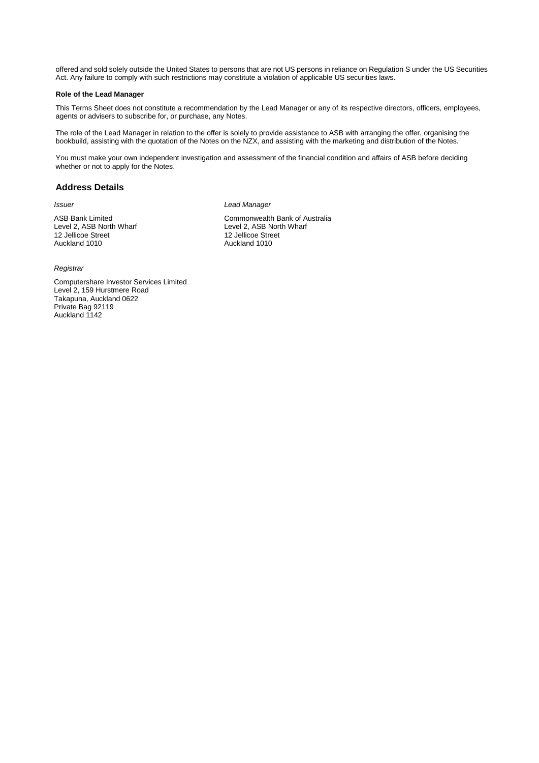offered and sold solely outside the United States to persons that are not US persons in reliance on Regulation S under the US Securities Act. Any failure to comply with such restrictions may constitute a violation of applicable US securities laws.

**Role of the Lead Manager**

This Terms Sheet does not constitute a recommendation by the Lead Manager or any of its respective directors, officers, employees, agents or advisers to subscribe for, or purchase, any Notes.

The role of the Lead Manager in relation to the offer is solely to provide assistance to ASB with arranging the offer, organising the bookbuild, assisting with the quotation of the Notes on the NZX, and assisting with the marketing and distribution of the Notes.

You must make your own independent investigation and assessment of the financial condition and affairs of ASB before deciding whether or not to apply for the Notes.

## Address Details

*Issuer*

ASB Bank Limited
Level 2, ASB North Wharf
12 Jellicoe Street
Auckland 1010

*Lead Manager*

Commonwealth Bank of Australia
Level 2, ASB North Wharf
12 Jellicoe Street
Auckland 1010

*Registrar*

Computershare Investor Services Limited
Level 2, 159 Hurstmere Road
Takapuna, Auckland 0622
Private Bag 92119
Auckland 1142